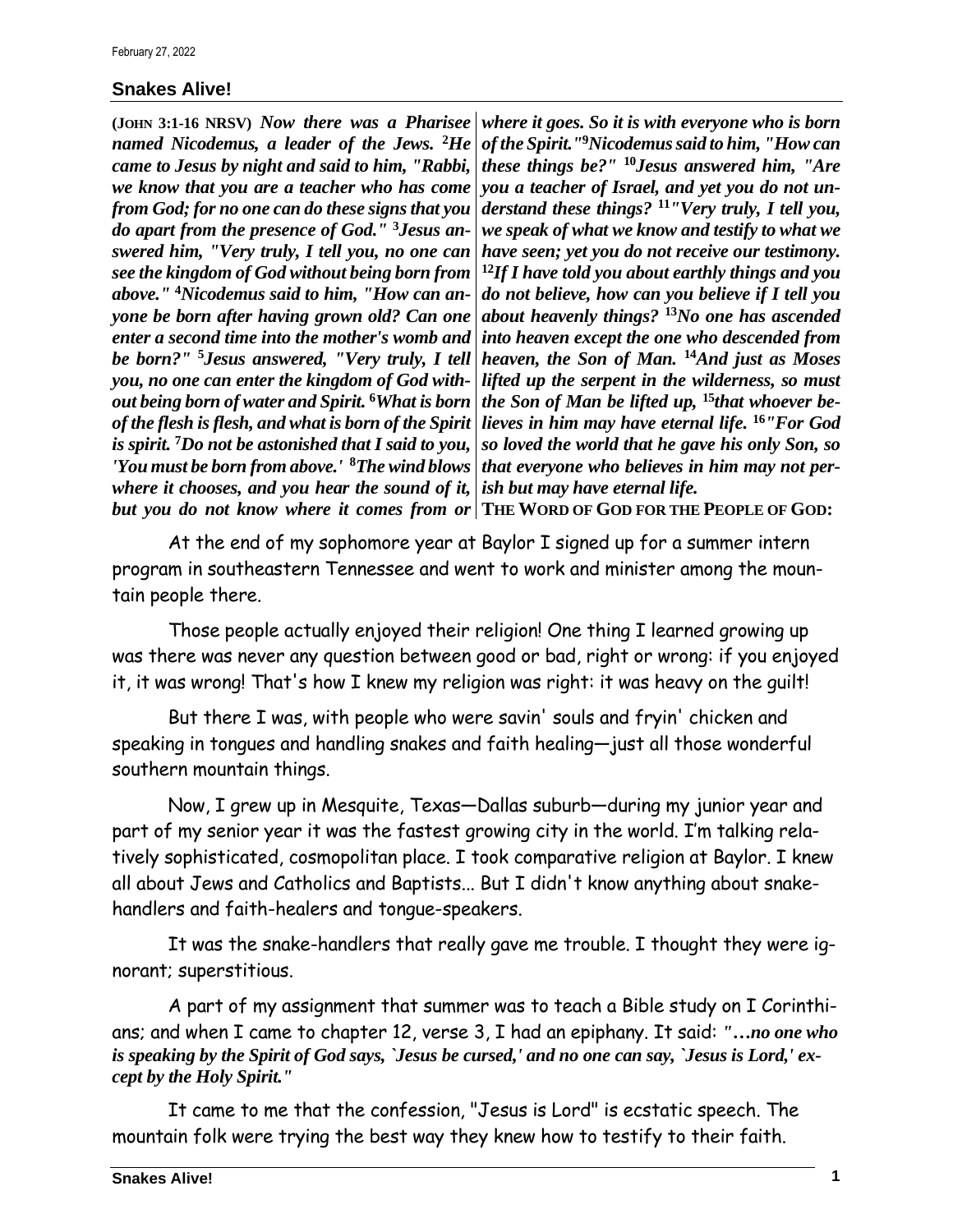February 27, 2022

## Snakes Alive!

**(JOHN 3:1-16 NRSV)** ***Now there was a Pharisee named Nicodemus, a leader of the Jews. [2]He came to Jesus by night and said to him, "Rabbi, we know that you are a teacher who has come from God; for no one can do these signs that you do apart from the presence of God." [3]Jesus answered him, "Very truly, I tell you, no one can see the kingdom of God without being born from above." [4]Nicodemus said to him, "How can anyone be born after having grown old? Can one enter a second time into the mother's womb and be born?" [5]Jesus answered, "Very truly, I tell you, no one can enter the kingdom of God without being born of water and Spirit. [6]What is born of the flesh is flesh, and what is born of the Spirit is spirit. [7]Do not be astonished that I said to you, 'You must be born from above.' [8]The wind blows where it chooses, and you hear the sound of it, but you do not know where it comes from or where it goes. So it is with everyone who is born of the Spirit."[9]Nicodemus said to him, "How can these things be?" [10]Jesus answered him, "Are you a teacher of Israel, and yet you do not understand these things? [11]"Very truly, I tell you, we speak of what we know and testify to what we have seen; yet you do not receive our testimony. [12]If I have told you about earthly things and you do not believe, how can you believe if I tell you about heavenly things? [13]No one has ascended into heaven except the one who descended from heaven, the Son of Man. [14]And just as Moses lifted up the serpent in the wilderness, so must the Son of Man be lifted up, [15]that whoever believes in him may have eternal life. [16]"For God so loved the world that he gave his only Son, so that everyone who believes in him may not perish but may have eternal life.***

**THE WORD OF GOD FOR THE PEOPLE OF GOD:**

At the end of my sophomore year at Baylor I signed up for a summer intern program in southeastern Tennessee and went to work and minister among the mountain people there.

Those people actually enjoyed their religion! One thing I learned growing up was there was never any question between good or bad, right or wrong: if you enjoyed it, it was wrong! That's how I knew my religion was right: it was heavy on the guilt!

But there I was, with people who were savin' souls and fryin' chicken and speaking in tongues and handling snakes and faith healing—just all those wonderful southern mountain things.

Now, I grew up in Mesquite, Texas—Dallas suburb—during my junior year and part of my senior year it was the fastest growing city in the world. I'm talking relatively sophisticated, cosmopolitan place. I took comparative religion at Baylor. I knew all about Jews and Catholics and Baptists... But I didn't know anything about snake-handlers and faith-healers and tongue-speakers.

It was the snake-handlers that really gave me trouble. I thought they were ignorant; superstitious.

A part of my assignment that summer was to teach a Bible study on I Corinthians; and when I came to chapter 12, verse 3, I had an epiphany. It said: ***"…no one who is speaking by the Spirit of God says, `Jesus be cursed,' and no one can say, `Jesus is Lord,' except by the Holy Spirit."***

It came to me that the confession, "Jesus is Lord" is ecstatic speech. The mountain folk were trying the best way they knew how to testify to their faith.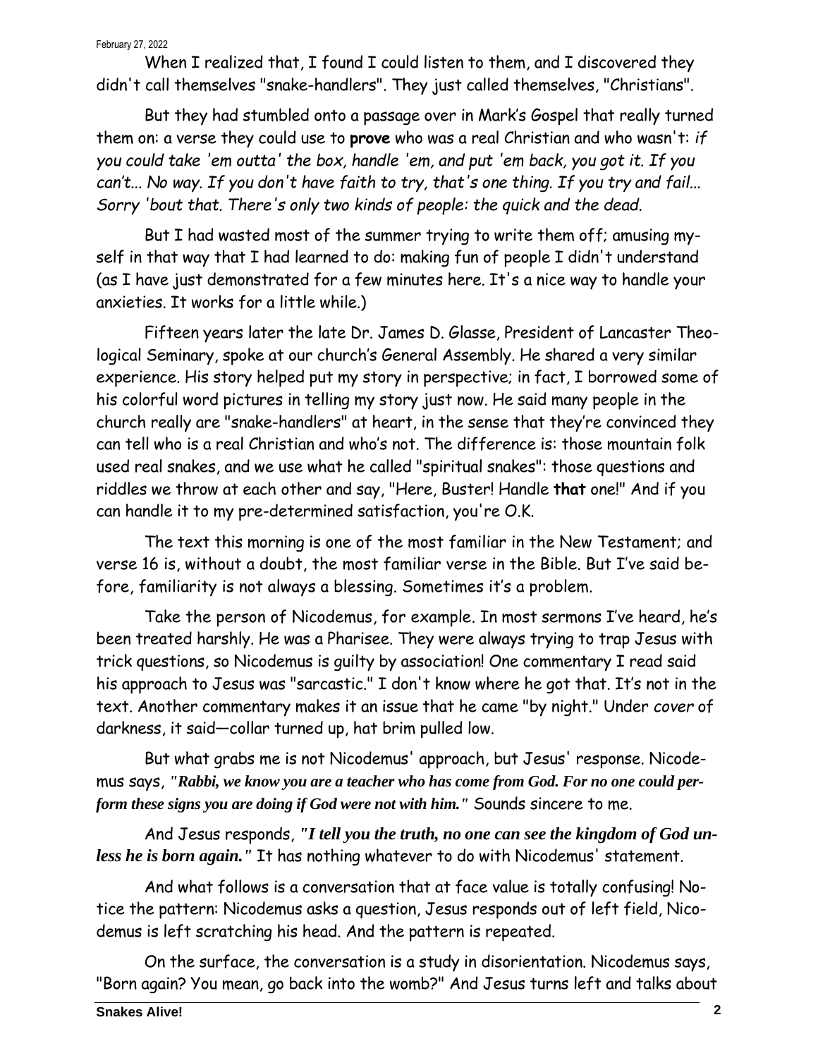When I realized that, I found I could listen to them, and I discovered they didn't call themselves "snake-handlers". They just called themselves, "Christians".

But they had stumbled onto a passage over in Mark's Gospel that really turned them on: a verse they could use to **prove** who was a real Christian and who wasn't: *if you could take 'em outta' the box, handle 'em, and put 'em back, you got it. If you can't... No way. If you don't have faith to try, that's one thing. If you try and fail... Sorry 'bout that. There's only two kinds of people: the quick and the dead.*

But I had wasted most of the summer trying to write them off; amusing myself in that way that I had learned to do: making fun of people I didn't understand (as I have just demonstrated for a few minutes here. It's a nice way to handle your anxieties. It works for a little while.)

Fifteen years later the late Dr. James D. Glasse, President of Lancaster Theological Seminary, spoke at our church's General Assembly. He shared a very similar experience. His story helped put my story in perspective; in fact, I borrowed some of his colorful word pictures in telling my story just now. He said many people in the church really are "snake-handlers" at heart, in the sense that they're convinced they can tell who is a real Christian and who's not. The difference is: those mountain folk used real snakes, and we use what he called "spiritual snakes": those questions and riddles we throw at each other and say, "Here, Buster! Handle **that** one!" And if you can handle it to my pre-determined satisfaction, you're O.K.

The text this morning is one of the most familiar in the New Testament; and verse 16 is, without a doubt, the most familiar verse in the Bible. But I've said before, familiarity is not always a blessing. Sometimes it's a problem.

Take the person of Nicodemus, for example. In most sermons I've heard, he's been treated harshly. He was a Pharisee. They were always trying to trap Jesus with trick questions, so Nicodemus is guilty by association! One commentary I read said his approach to Jesus was "sarcastic." I don't know where he got that. It's not in the text. Another commentary makes it an issue that he came "by night." Under *cover* of darkness, it said—collar turned up, hat brim pulled low.

But what grabs me is not Nicodemus' approach, but Jesus' response. Nicodemus says, *"Rabbi, we know you are a teacher who has come from God. For no one could perform these signs you are doing if God were not with him."* Sounds sincere to me.

And Jesus responds, *"I tell you the truth, no one can see the kingdom of God unless he is born again."* It has nothing whatever to do with Nicodemus' statement.

And what follows is a conversation that at face value is totally confusing! Notice the pattern: Nicodemus asks a question, Jesus responds out of left field, Nicodemus is left scratching his head. And the pattern is repeated.

On the surface, the conversation is a study in disorientation. Nicodemus says, "Born again? You mean, go back into the womb?" And Jesus turns left and talks about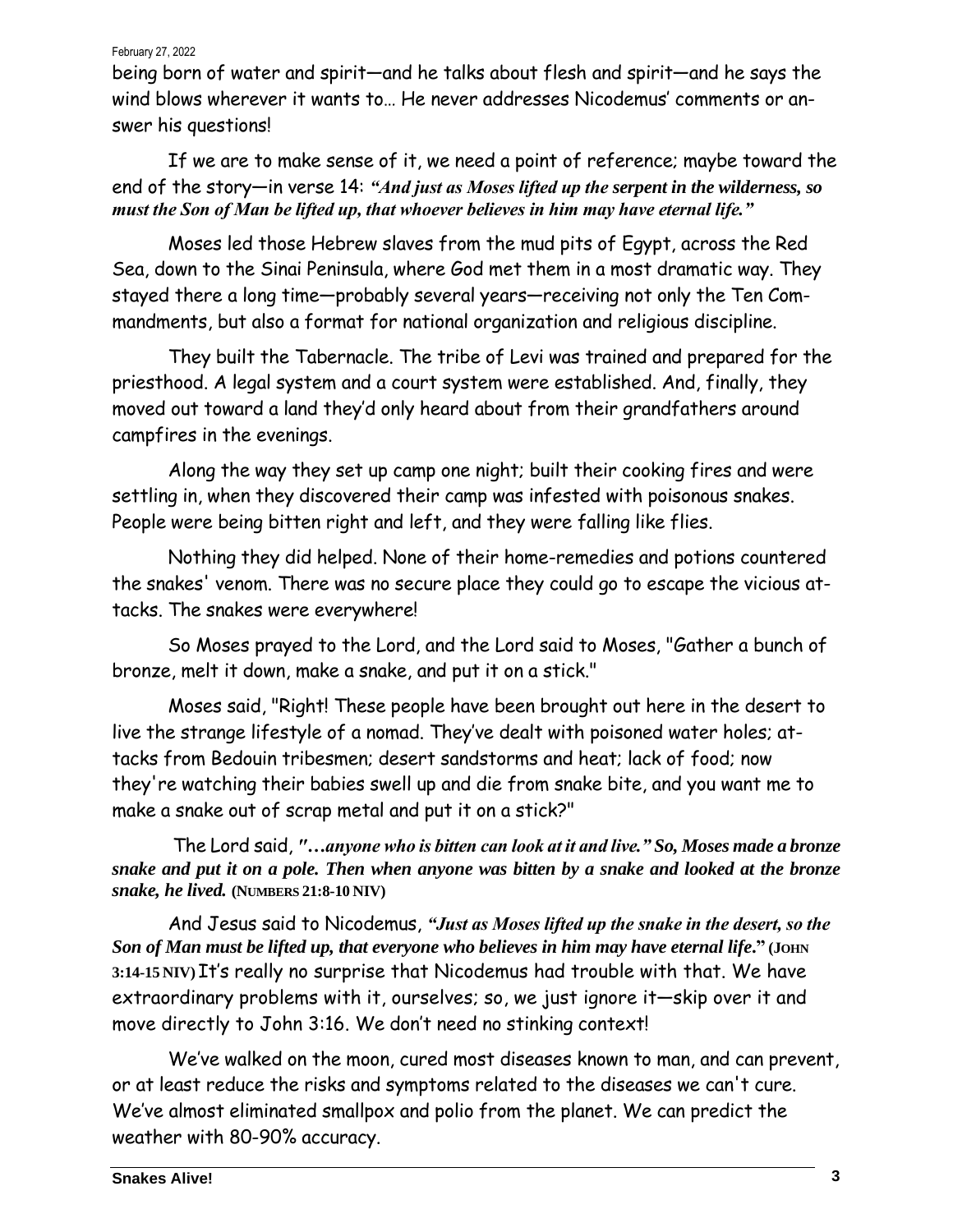being born of water and spirit—and he talks about flesh and spirit—and he says the wind blows wherever it wants to… He never addresses Nicodemus' comments or answer his questions!

If we are to make sense of it, we need a point of reference; maybe toward the end of the story—in verse 14: ***"And just as Moses lifted up the serpent in the wilderness, so must the Son of Man be lifted up, that whoever believes in him may have eternal life."***

Moses led those Hebrew slaves from the mud pits of Egypt, across the Red Sea, down to the Sinai Peninsula, where God met them in a most dramatic way. They stayed there a long time—probably several years—receiving not only the Ten Commandments, but also a format for national organization and religious discipline.

They built the Tabernacle. The tribe of Levi was trained and prepared for the priesthood. A legal system and a court system were established. And, finally, they moved out toward a land they'd only heard about from their grandfathers around campfires in the evenings.

Along the way they set up camp one night; built their cooking fires and were settling in, when they discovered their camp was infested with poisonous snakes. People were being bitten right and left, and they were falling like flies.

Nothing they did helped. None of their home-remedies and potions countered the snakes' venom. There was no secure place they could go to escape the vicious attacks. The snakes were everywhere!

So Moses prayed to the Lord, and the Lord said to Moses, "Gather a bunch of bronze, melt it down, make a snake, and put it on a stick."

Moses said, "Right! These people have been brought out here in the desert to live the strange lifestyle of a nomad. They've dealt with poisoned water holes; attacks from Bedouin tribesmen; desert sandstorms and heat; lack of food; now they're watching their babies swell up and die from snake bite, and you want me to make a snake out of scrap metal and put it on a stick?"

The Lord said, ***"…anyone who is bitten can look at it and live." So, Moses made a bronze snake and put it on a pole. Then when anyone was bitten by a snake and looked at the bronze snake, he lived.*** **(NUMBERS 21:8-10 NIV)**

And Jesus said to Nicodemus, ***"Just as Moses lifted up the snake in the desert, so the Son of Man must be lifted up, that everyone who believes in him may have eternal life."*** **(JOHN 3:14-15 NIV)** It's really no surprise that Nicodemus had trouble with that. We have extraordinary problems with it, ourselves; so, we just ignore it—skip over it and move directly to John 3:16. We don't need no stinking context!

We've walked on the moon, cured most diseases known to man, and can prevent, or at least reduce the risks and symptoms related to the diseases we can't cure. We've almost eliminated smallpox and polio from the planet. We can predict the weather with 80-90% accuracy.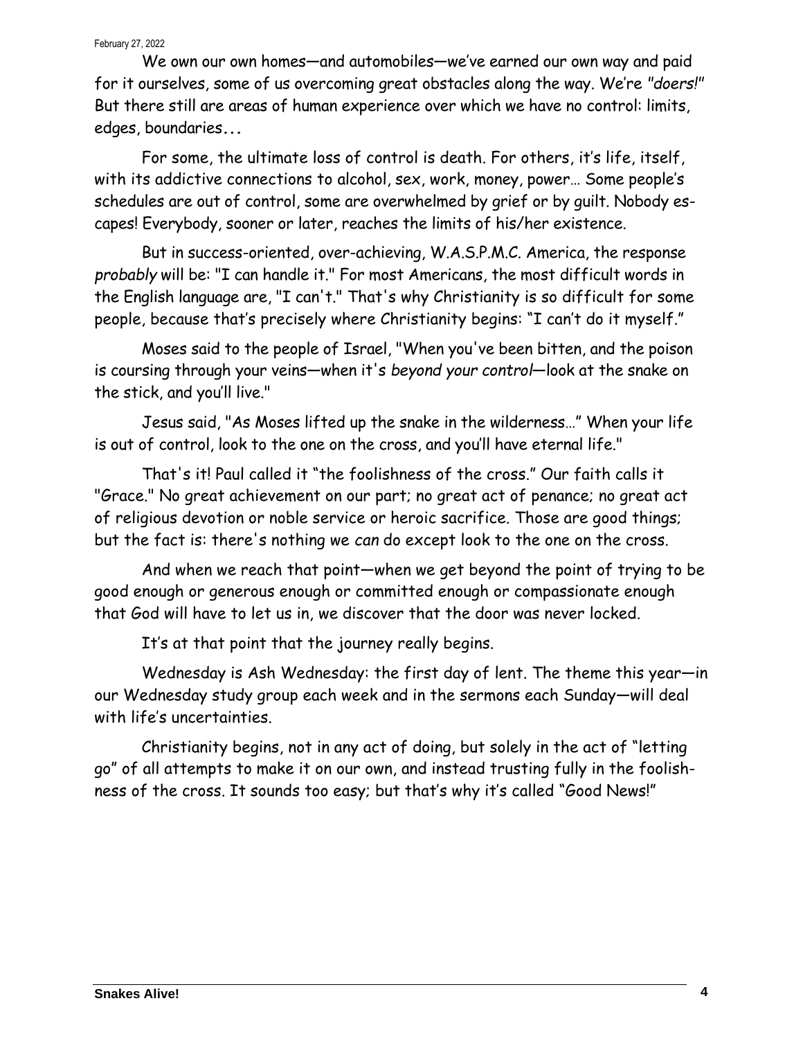We own our own homes—and automobiles—we've earned our own way and paid for it ourselves, some of us overcoming great obstacles along the way. We're *"doers!"* But there still are areas of human experience over which we have no control: limits, edges, boundaries...

For some, the ultimate loss of control is death. For others, it's life, itself, with its addictive connections to alcohol, sex, work, money, power… Some people's schedules are out of control, some are overwhelmed by grief or by guilt. Nobody escapes! Everybody, sooner or later, reaches the limits of his/her existence.

But in success-oriented, over-achieving, W.A.S.P.M.C. America, the response *probably* will be: "I can handle it." For most Americans, the most difficult words in the English language are, "I can't." That's why Christianity is so difficult for some people, because that's precisely where Christianity begins: "I can't do it myself."

Moses said to the people of Israel, "When you've been bitten, and the poison is coursing through your veins—when it's *beyond your control*—look at the snake on the stick, and you'll live."

Jesus said, "As Moses lifted up the snake in the wilderness…" When your life is out of control, look to the one on the cross, and you'll have eternal life."

That's it! Paul called it "the foolishness of the cross." Our faith calls it "Grace." No great achievement on our part; no great act of penance; no great act of religious devotion or noble service or heroic sacrifice. Those are good things; but the fact is: there's nothing we *can* do except look to the one on the cross.

And when we reach that point—when we get beyond the point of trying to be good enough or generous enough or committed enough or compassionate enough that God will have to let us in, we discover that the door was never locked.

It's at that point that the journey really begins.

Wednesday is Ash Wednesday: the first day of lent. The theme this year—in our Wednesday study group each week and in the sermons each Sunday—will deal with life's uncertainties.

Christianity begins, not in any act of doing, but solely in the act of "letting go" of all attempts to make it on our own, and instead trusting fully in the foolishness of the cross. It sounds too easy; but that's why it's called "Good News!"